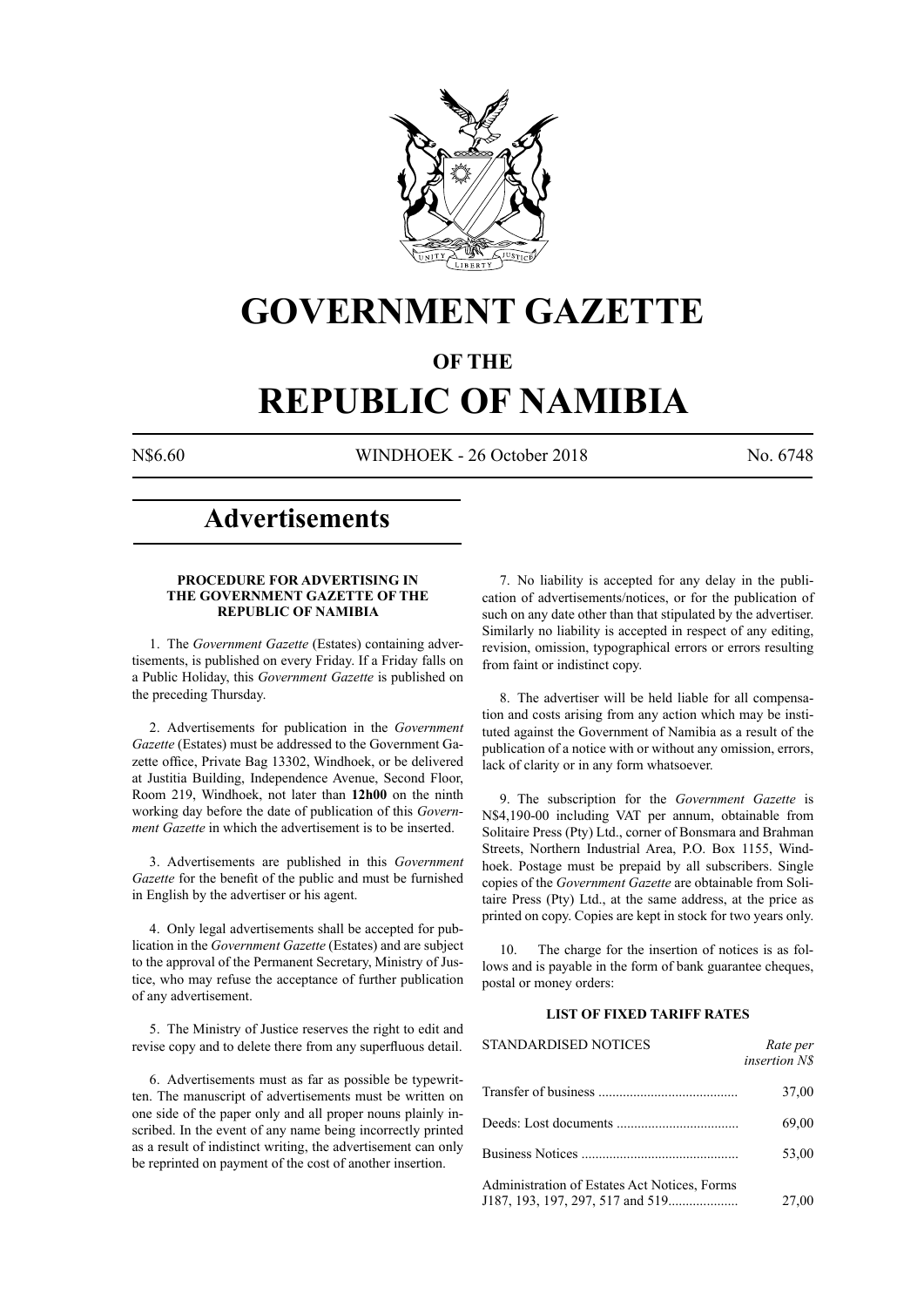# GOVERNMENT GAZETTE

## OF THE

# REPUBLIC OF NAMIBIA

N$6.60 WINDHOEK - 26 October 2018 No. 6748

## Advertisements

### PROCEDURE FOR ADVERTISING IN THE GOVERNMENT GAZETTE OF THE REPUBLIC OF NAMIBIA

1. The *Government Gazette* (Estates) containing advertisements, is published on every Friday. If a Friday falls on a Public Holiday, this *Government Gazette* is published on the preceding Thursday.

2. Advertisements for publication in the *Government Gazette* (Estates) must be addressed to the Government Gazette office, Private Bag 13302, Windhoek, or be delivered at Justitia Building, Independence Avenue, Second Floor, Room 219, Windhoek, not later than **12h00** on the ninth working day before the date of publication of this *Government Gazette* in which the advertisement is to be inserted.

3. Advertisements are published in this *Government Gazette* for the benefit of the public and must be furnished in English by the advertiser or his agent.

4. Only legal advertisements shall be accepted for publication in the *Government Gazette* (Estates) and are subject to the approval of the Permanent Secretary, Ministry of Justice, who may refuse the acceptance of further publication of any advertisement.

5. The Ministry of Justice reserves the right to edit and revise copy and to delete there from any superfluous detail.

6. Advertisements must as far as possible be typewritten. The manuscript of advertisements must be written on one side of the paper only and all proper nouns plainly inscribed. In the event of any name being incorrectly printed as a result of indistinct writing, the advertisement can only be reprinted on payment of the cost of another insertion.

7. No liability is accepted for any delay in the publication of advertisements/notices, or for the publication of such on any date other than that stipulated by the advertiser. Similarly no liability is accepted in respect of any editing, revision, omission, typographical errors or errors resulting from faint or indistinct copy.

8. The advertiser will be held liable for all compensation and costs arising from any action which may be instituted against the Government of Namibia as a result of the publication of a notice with or without any omission, errors, lack of clarity or in any form whatsoever.

9. The subscription for the *Government Gazette* is N$4,190-00 including VAT per annum, obtainable from Solitaire Press (Pty) Ltd., corner of Bonsmara and Brahman Streets, Northern Industrial Area, P.O. Box 1155, Windhoek. Postage must be prepaid by all subscribers. Single copies of the *Government Gazette* are obtainable from Solitaire Press (Pty) Ltd., at the same address, at the price as printed on copy. Copies are kept in stock for two years only.

10. The charge for the insertion of notices is as follows and is payable in the form of bank guarantee cheques, postal or money orders:

### LIST OF FIXED TARIFF RATES

| STANDARDISED NOTICES | *Rate per insertion N$* |
|---|---|
| Transfer of business | 37,00 |
| Deeds: Lost documents | 69,00 |
| Business Notices | 53,00 |
| Administration of Estates Act Notices, Forms J187, 193, 197, 297, 517 and 519 | 27,00 |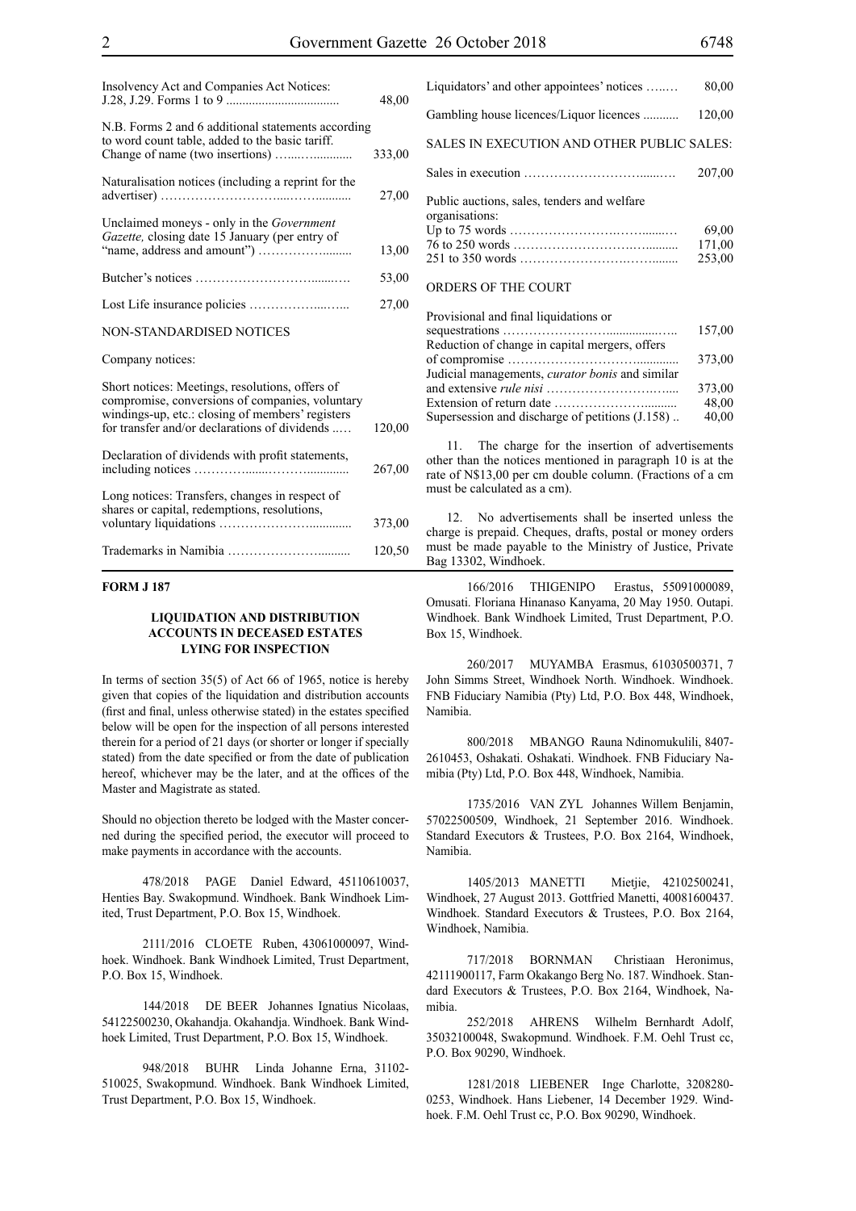| | |
|---|---|
| Insolvency Act and Companies Act Notices: J.28, J.29. Forms 1 to 9 | 48,00 |
| N.B. Forms 2 and 6 additional statements according to word count table, added to the basic tariff. Change of name (two insertions) | 333,00 |
| Naturalisation notices (including a reprint for the advertiser) | 27,00 |
| Unclaimed moneys - only in the *Government Gazette,* closing date 15 January (per entry of "name, address and amount") | 13,00 |
| Butcher's notices | 53,00 |
| Lost Life insurance policies | 27,00 |

NON-STANDARDISED NOTICES

Company notices:

| | |
|---|---|
| Short notices: Meetings, resolutions, offers of compromise, conversions of companies, voluntary windings-up, etc.: closing of members' registers for transfer and/or declarations of dividends | 120,00 |
| Declaration of dividends with profit statements, including notices | 267,00 |
| Long notices: Transfers, changes in respect of shares or capital, redemptions, resolutions, voluntary liquidations | 373,00 |
| Trademarks in Namibia | 120,50 |
| Liquidators' and other appointees' notices | 80,00 |
| Gambling house licences/Liquor licences | 120,00 |

SALES IN EXECUTION AND OTHER PUBLIC SALES:

| | |
|---|---|
| Sales in execution | 207,00 |
| Public auctions, sales, tenders and welfare organisations: | |
| Up to 75 words | 69,00 |
| 76 to 250 words | 171,00 |
| 251 to 350 words | 253,00 |

ORDERS OF THE COURT

| | |
|---|---|
| Provisional and final liquidations or sequestrations | 157,00 |
| Reduction of change in capital mergers, offers of compromise | 373,00 |
| Judicial managements, *curator bonis* and similar and extensive *rule nisi* | 373,00 |
| Extension of return date | 48,00 |
| Supersession and discharge of petitions (J.158) | 40,00 |

11. The charge for the insertion of advertisements other than the notices mentioned in paragraph 10 is at the rate of N$13,00 per cm double column. (Fractions of a cm must be calculated as a cm).

12. No advertisements shall be inserted unless the charge is prepaid. Cheques, drafts, postal or money orders must be made payable to the Ministry of Justice, Private Bag 13302, Windhoek.

**FORM J 187**

### LIQUIDATION AND DISTRIBUTION ACCOUNTS IN DECEASED ESTATES LYING FOR INSPECTION

In terms of section 35(5) of Act 66 of 1965, notice is hereby given that copies of the liquidation and distribution accounts (first and final, unless otherwise stated) in the estates specified below will be open for the inspection of all persons interested therein for a period of 21 days (or shorter or longer if specially stated) from the date specified or from the date of publication hereof, whichever may be the later, and at the offices of the Master and Magistrate as stated.

Should no objection thereto be lodged with the Master concerned during the specified period, the executor will proceed to make payments in accordance with the accounts.

478/2018 PAGE Daniel Edward, 45110610037, Henties Bay. Swakopmund. Windhoek. Bank Windhoek Limited, Trust Department, P.O. Box 15, Windhoek.

2111/2016 CLOETE Ruben, 43061000097, Windhoek. Windhoek. Bank Windhoek Limited, Trust Department, P.O. Box 15, Windhoek.

144/2018 DE BEER Johannes Ignatius Nicolaas, 54122500230, Okahandja. Okahandja. Windhoek. Bank Windhoek Limited, Trust Department, P.O. Box 15, Windhoek.

948/2018 BUHR Linda Johanne Erna, 31102-510025, Swakopmund. Windhoek. Bank Windhoek Limited, Trust Department, P.O. Box 15, Windhoek.

166/2016 THIGENIPO Erastus, 55091000089, Omusati. Floriana Hinanaso Kanyama, 20 May 1950. Outapi. Windhoek. Bank Windhoek Limited, Trust Department, P.O. Box 15, Windhoek.

260/2017 MUYAMBA Erasmus, 61030500371, 7 John Simms Street, Windhoek North. Windhoek. Windhoek. FNB Fiduciary Namibia (Pty) Ltd, P.O. Box 448, Windhoek, Namibia.

800/2018 MBANGO Rauna Ndinomukulili, 8407-2610453, Oshakati. Oshakati. Windhoek. FNB Fiduciary Namibia (Pty) Ltd, P.O. Box 448, Windhoek, Namibia.

1735/2016 VAN ZYL Johannes Willem Benjamin, 57022500509, Windhoek, 21 September 2016. Windhoek. Standard Executors & Trustees, P.O. Box 2164, Windhoek, Namibia.

1405/2013 MANETTI Mietjie, 42102500241, Windhoek, 27 August 2013. Gottfried Manetti, 40081600437. Windhoek. Standard Executors & Trustees, P.O. Box 2164, Windhoek, Namibia.

717/2018 BORNMAN Christiaan Heronimus, 42111900117, Farm Okakango Berg No. 187. Windhoek. Standard Executors & Trustees, P.O. Box 2164, Windhoek, Namibia.

252/2018 AHRENS Wilhelm Bernhardt Adolf, 35032100048, Swakopmund. Windhoek. F.M. Oehl Trust cc, P.O. Box 90290, Windhoek.

1281/2018 LIEBENER Inge Charlotte, 3208280-0253, Windhoek. Hans Liebener, 14 December 1929. Windhoek. F.M. Oehl Trust cc, P.O. Box 90290, Windhoek.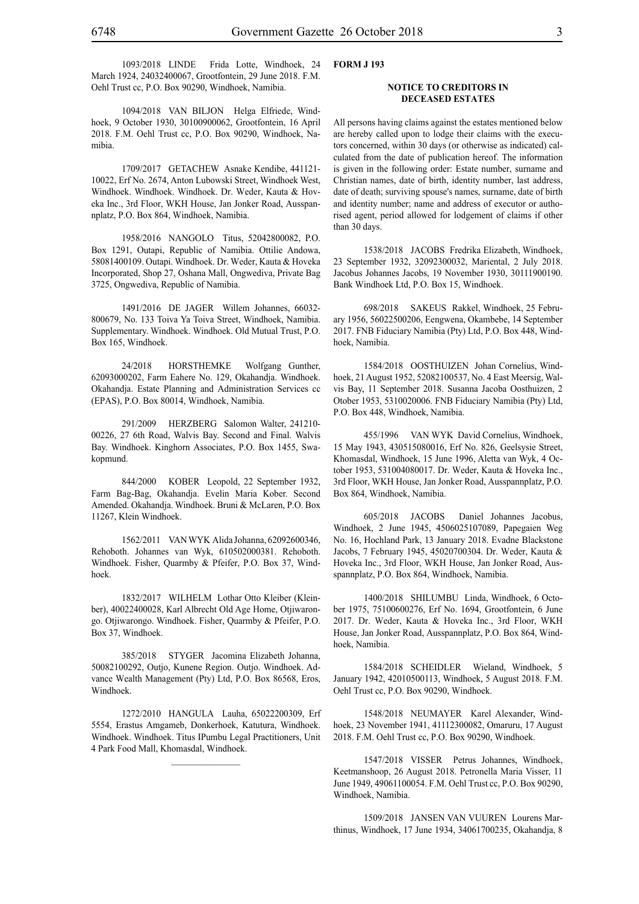1093/2018 LINDE Frida Lotte, Windhoek, 24 March 1924, 24032400067, Grootfontein, 29 June 2018. F.M. Oehl Trust cc, P.O. Box 90290, Windhoek, Namibia.

1094/2018 VAN BILJON Helga Elfriede, Windhoek, 9 October 1930, 30100900062, Grootfontein, 16 April 2018. F.M. Oehl Trust cc, P.O. Box 90290, Windhoek, Namibia.

1709/2017 GETACHEW Asnake Kendibe, 441121-10022, Erf No. 2674, Anton Lubowski Street, Windhoek West, Windhoek. Windhoek. Windhoek. Dr. Weder, Kauta & Hoveka Inc., 3rd Floor, WKH House, Jan Jonker Road, Ausspannplatz, P.O. Box 864, Windhoek, Namibia.

1958/2016 NANGOLO Titus, 52042800082, P.O. Box 1291, Outapi, Republic of Namibia. Ottilie Andowa, 58081400109. Outapi. Windhoek. Dr. Weder, Kauta & Hoveka Incorporated, Shop 27, Oshana Mall, Ongwediva, Private Bag 3725, Ongwediva, Republic of Namibia.

1491/2016 DE JAGER Willem Johannes, 66032-800679, No. 133 Toiva Ya Toiva Street, Windhoek, Namibia. Supplementary. Windhoek. Windhoek. Old Mutual Trust, P.O. Box 165, Windhoek.

24/2018 HORSTHEMKE Wolfgang Gunther, 62093000202, Farm Eahere No. 129, Okahandja. Windhoek. Okahandja. Estate Planning and Administration Services cc (EPAS), P.O. Box 80014, Windhoek, Namibia.

291/2009 HERZBERG Salomon Walter, 241210-00226, 27 6th Road, Walvis Bay. Second and Final. Walvis Bay. Windhoek. Kinghorn Associates, P.O. Box 1455, Swakopmund.

844/2000 KOBER Leopold, 22 September 1932, Farm Bag-Bag, Okahandja. Evelin Maria Kober. Second Amended. Okahandja. Windhoek. Bruni & McLaren, P.O. Box 11267, Klein Windhoek.

1562/2011 VAN WYK Alida Johanna, 62092600346, Rehoboth. Johannes van Wyk, 610502000381. Rehoboth. Windhoek. Fisher, Quarmby & Pfeifer, P.O. Box 37, Windhoek.

1832/2017 WILHELM Lothar Otto Kleiber (Kleinber), 40022400028, Karl Albrecht Old Age Home, Otjiwarongo. Otjiwarongo. Windhoek. Fisher, Quarmby & Pfeifer, P.O. Box 37, Windhoek.

385/2018 STYGER Jacomina Elizabeth Johanna, 50082100292, Outjo, Kunene Region. Outjo. Windhoek. Advance Wealth Management (Pty) Ltd, P.O. Box 86568, Eros, Windhoek.

1272/2010 HANGULA Lauha, 65022200309, Erf 5554, Erastus Amgameb, Donkerhoek, Katutura, Windhoek. Windhoek. Windhoek. Titus IPumbu Legal Practitioners, Unit 4 Park Food Mall, Khomasdal, Windhoek.

---

**FORM J 193**

### NOTICE TO CREDITORS IN DECEASED ESTATES

All persons having claims against the estates mentioned below are hereby called upon to lodge their claims with the executors concerned, within 30 days (or otherwise as indicated) calculated from the date of publication hereof. The information is given in the following order: Estate number, surname and Christian names, date of birth, identity number, last address, date of death; surviving spouse's names, surname, date of birth and identity number; name and address of executor or authorised agent, period allowed for lodgement of claims if other than 30 days.

1538/2018 JACOBS Fredrika Elizabeth, Windhoek, 23 September 1932, 32092300032, Mariental, 2 July 2018. Jacobus Johannes Jacobs, 19 November 1930, 30111900190. Bank Windhoek Ltd, P.O. Box 15, Windhoek.

698/2018 SAKEUS Rakkel, Windhoek, 25 February 1956, 56022500206, Eengwena, Okambebe, 14 September 2017. FNB Fiduciary Namibia (Pty) Ltd, P.O. Box 448, Windhoek, Namibia.

1584/2018 OOSTHUIZEN Johan Cornelius, Windhoek, 21 August 1952, 52082100537, No. 4 East Meersig, Walvis Bay, 11 September 2018. Susanna Jacoba Oosthuizen, 2 Otober 1953, 5310020006. FNB Fiduciary Namibia (Pty) Ltd, P.O. Box 448, Windhoek, Namibia.

455/1996 VAN WYK David Cornelius, Windhoek, 15 May 1943, 430515080016, Erf No. 826, Geelsysie Street, Khomasdal, Windhoek, 15 June 1996, Aletta van Wyk, 4 October 1953, 531004080017. Dr. Weder, Kauta & Hoveka Inc., 3rd Floor, WKH House, Jan Jonker Road, Ausspannplatz, P.O. Box 864, Windhoek, Namibia.

605/2018 JACOBS Daniel Johannes Jacobus, Windhoek, 2 June 1945, 4506025107089, Papegaien Weg No. 16, Hochland Park, 13 January 2018. Evadne Blackstone Jacobs, 7 February 1945, 45020700304. Dr. Weder, Kauta & Hoveka Inc., 3rd Floor, WKH House, Jan Jonker Road, Ausspannplatz, P.O. Box 864, Windhoek, Namibia.

1400/2018 SHILUMBU Linda, Windhoek, 6 October 1975, 75100600276, Erf No. 1694, Grootfontein, 6 June 2017. Dr. Weder, Kauta & Hoveka Inc., 3rd Floor, WKH House, Jan Jonker Road, Ausspannplatz, P.O. Box 864, Windhoek, Namibia.

1584/2018 SCHEIDLER Wieland, Windhoek, 5 January 1942, 42010500113, Windhoek, 5 August 2018. F.M. Oehl Trust cc, P.O. Box 90290, Windhoek.

1548/2018 NEUMAYER Karel Alexander, Windhoek, 23 November 1941, 41112300082, Omaruru, 17 August 2018. F.M. Oehl Trust cc, P.O. Box 90290, Windhoek.

1547/2018 VISSER Petrus Johannes, Windhoek, Keetmanshoop, 26 August 2018. Petronella Maria Visser, 11 June 1949, 49061100054. F.M. Oehl Trust cc, P.O. Box 90290, Windhoek, Namibia.

1509/2018 JANSEN VAN VUUREN Lourens Marthinus, Windhoek, 17 June 1934, 34061700235, Okahandja, 8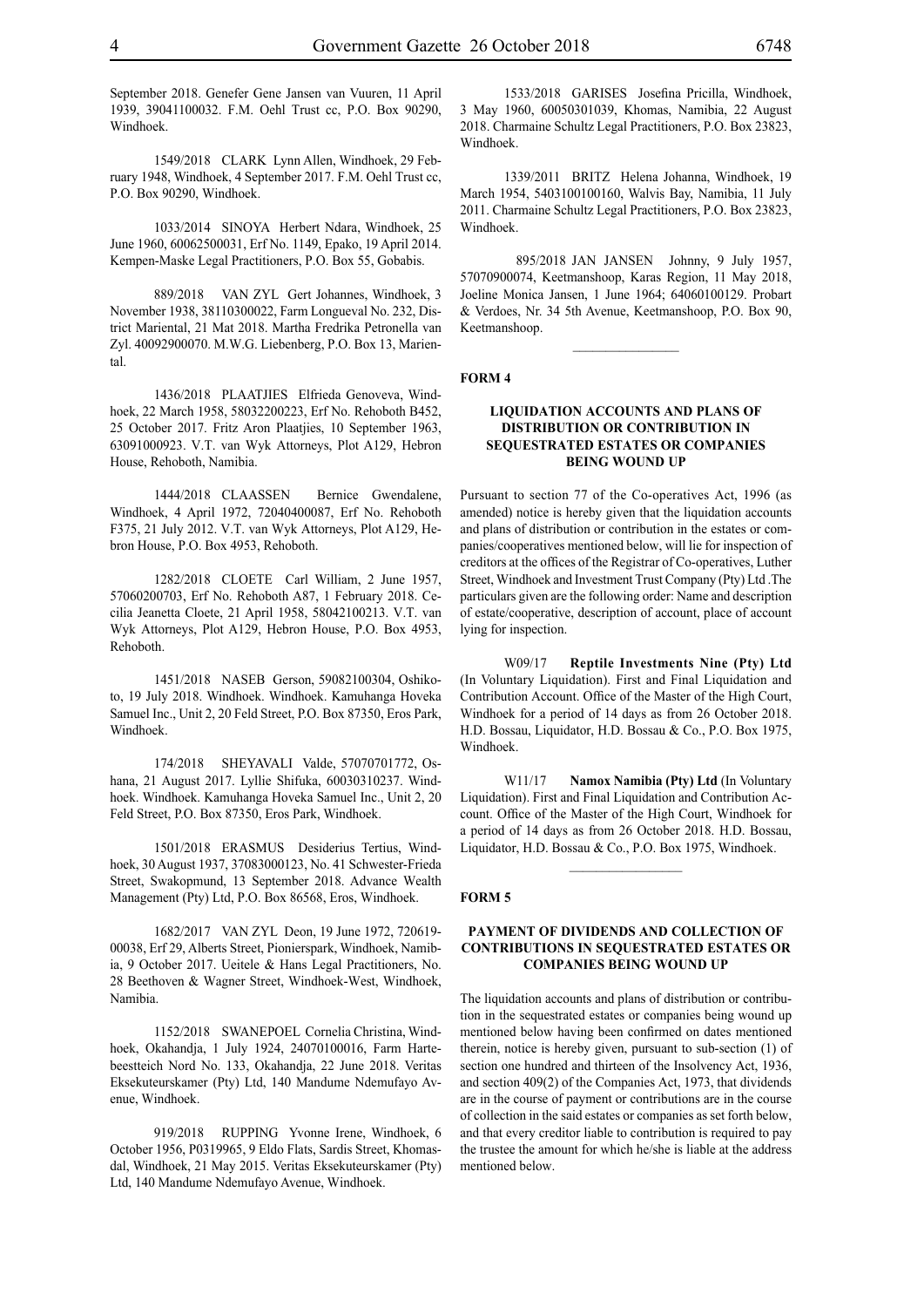September 2018. Genefer Gene Jansen van Vuuren, 11 April 1939, 39041100032. F.M. Oehl Trust cc, P.O. Box 90290, Windhoek.

1549/2018 CLARK Lynn Allen, Windhoek, 29 February 1948, Windhoek, 4 September 2017. F.M. Oehl Trust cc, P.O. Box 90290, Windhoek.

1033/2014 SINOYA Herbert Ndara, Windhoek, 25 June 1960, 60062500031, Erf No. 1149, Epako, 19 April 2014. Kempen-Maske Legal Practitioners, P.O. Box 55, Gobabis.

889/2018 VAN ZYL Gert Johannes, Windhoek, 3 November 1938, 38110300022, Farm Longueval No. 232, District Mariental, 21 Mat 2018. Martha Fredrika Petronella van Zyl. 40092900070. M.W.G. Liebenberg, P.O. Box 13, Mariental.

1436/2018 PLAATJIES Elfrieda Genoveva, Windhoek, 22 March 1958, 58032200223, Erf No. Rehoboth B452, 25 October 2017. Fritz Aron Plaatjies, 10 September 1963, 63091000923. V.T. van Wyk Attorneys, Plot A129, Hebron House, Rehoboth, Namibia.

1444/2018 CLAASSEN Bernice Gwendalene, Windhoek, 4 April 1972, 72040400087, Erf No. Rehoboth F375, 21 July 2012. V.T. van Wyk Attorneys, Plot A129, Hebron House, P.O. Box 4953, Rehoboth.

1282/2018 CLOETE Carl William, 2 June 1957, 57060200703, Erf No. Rehoboth A87, 1 February 2018. Cecilia Jeanetta Cloete, 21 April 1958, 58042100213. V.T. van Wyk Attorneys, Plot A129, Hebron House, P.O. Box 4953, Rehoboth.

1451/2018 NASEB Gerson, 59082100304, Oshikoto, 19 July 2018. Windhoek. Windhoek. Kamuhanga Hoveka Samuel Inc., Unit 2, 20 Feld Street, P.O. Box 87350, Eros Park, Windhoek.

174/2018 SHEYAVALI Valde, 57070701772, Oshana, 21 August 2017. Lyllie Shifuka, 60030310237. Windhoek. Windhoek. Kamuhanga Hoveka Samuel Inc., Unit 2, 20 Feld Street, P.O. Box 87350, Eros Park, Windhoek.

1501/2018 ERASMUS Desiderius Tertius, Windhoek, 30 August 1937, 37083000123, No. 41 Schwester-Frieda Street, Swakopmund, 13 September 2018. Advance Wealth Management (Pty) Ltd, P.O. Box 86568, Eros, Windhoek.

1682/2017 VAN ZYL Deon, 19 June 1972, 72061900038, Erf 29, Alberts Street, Pionierspark, Windhoek, Namibia, 9 October 2017. Ueitele & Hans Legal Practitioners, No. 28 Beethoven & Wagner Street, Windhoek-West, Windhoek, Namibia.

1152/2018 SWANEPOEL Cornelia Christina, Windhoek, Okahandja, 1 July 1924, 24070100016, Farm Hartebeestteich Nord No. 133, Okahandja, 22 June 2018. Veritas Eksekuteurskamer (Pty) Ltd, 140 Mandume Ndemufayo Avenue, Windhoek.

919/2018 RUPPING Yvonne Irene, Windhoek, 6 October 1956, P0319965, 9 Eldo Flats, Sardis Street, Khomasdal, Windhoek, 21 May 2015. Veritas Eksekuteurskamer (Pty) Ltd, 140 Mandume Ndemufayo Avenue, Windhoek.

1533/2018 GARISES Josefina Pricilla, Windhoek, 3 May 1960, 60050301039, Khomas, Namibia, 22 August 2018. Charmaine Schultz Legal Practitioners, P.O. Box 23823, Windhoek.

1339/2011 BRITZ Helena Johanna, Windhoek, 19 March 1954, 5403100100160, Walvis Bay, Namibia, 11 July 2011. Charmaine Schultz Legal Practitioners, P.O. Box 23823, Windhoek.

895/2018 JAN JANSEN Johnny, 9 July 1957, 57070900074, Keetmanshoop, Karas Region, 11 May 2018, Joeline Monica Jansen, 1 June 1964; 64060100129. Probart & Verdoes, Nr. 34 5th Avenue, Keetmanshoop, P.O. Box 90, Keetmanshoop.

---

**FORM 4**

### LIQUIDATION ACCOUNTS AND PLANS OF DISTRIBUTION OR CONTRIBUTION IN SEQUESTRATED ESTATES OR COMPANIES BEING WOUND UP

Pursuant to section 77 of the Co-operatives Act, 1996 (as amended) notice is hereby given that the liquidation accounts and plans of distribution or contribution in the estates or companies/cooperatives mentioned below, will lie for inspection of creditors at the offices of the Registrar of Co-operatives, Luther Street, Windhoek and Investment Trust Company (Pty) Ltd .The particulars given are the following order: Name and description of estate/cooperative, description of account, place of account lying for inspection.

W09/17 **Reptile Investments Nine (Pty) Ltd** (In Voluntary Liquidation). First and Final Liquidation and Contribution Account. Office of the Master of the High Court, Windhoek for a period of 14 days as from 26 October 2018. H.D. Bossau, Liquidator, H.D. Bossau & Co., P.O. Box 1975, Windhoek.

W11/17 **Namox Namibia (Pty) Ltd** (In Voluntary Liquidation). First and Final Liquidation and Contribution Account. Office of the Master of the High Court, Windhoek for a period of 14 days as from 26 October 2018. H.D. Bossau, Liquidator, H.D. Bossau & Co., P.O. Box 1975, Windhoek.

---

**FORM 5**

### PAYMENT OF DIVIDENDS AND COLLECTION OF CONTRIBUTIONS IN SEQUESTRATED ESTATES OR COMPANIES BEING WOUND UP

The liquidation accounts and plans of distribution or contribution in the sequestrated estates or companies being wound up mentioned below having been confirmed on dates mentioned therein, notice is hereby given, pursuant to sub-section (1) of section one hundred and thirteen of the Insolvency Act, 1936, and section 409(2) of the Companies Act, 1973, that dividends are in the course of payment or contributions are in the course of collection in the said estates or companies as set forth below, and that every creditor liable to contribution is required to pay the trustee the amount for which he/she is liable at the address mentioned below.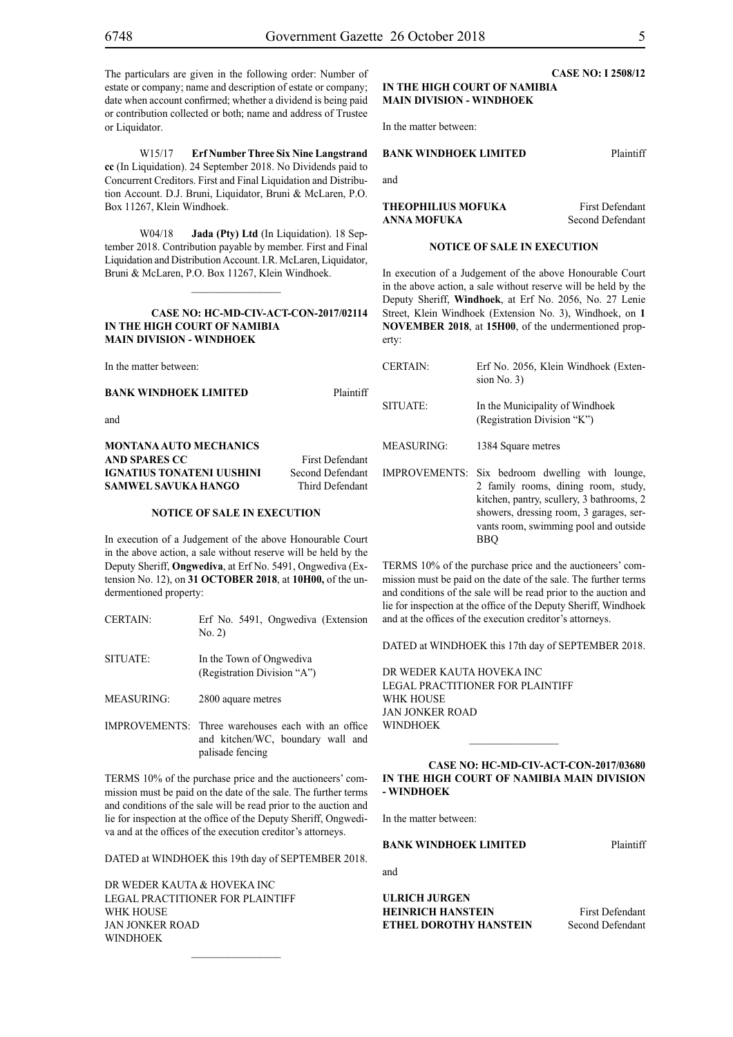The particulars are given in the following order: Number of estate or company; name and description of estate or company; date when account confirmed; whether a dividend is being paid or contribution collected or both; name and address of Trustee or Liquidator.

W15/17 **Erf Number Three Six Nine Langstrand cc** (In Liquidation). 24 September 2018. No Dividends paid to Concurrent Creditors. First and Final Liquidation and Distribution Account. D.J. Bruni, Liquidator, Bruni & McLaren, P.O. Box 11267, Klein Windhoek.

W04/18 **Jada (Pty) Ltd** (In Liquidation). 18 September 2018. Contribution payable by member. First and Final Liquidation and Distribution Account. I.R. McLaren, Liquidator, Bruni & McLaren, P.O. Box 11267, Klein Windhoek.

---

**CASE NO: HC-MD-CIV-ACT-CON-2017/02114**
**IN THE HIGH COURT OF NAMIBIA**
**MAIN DIVISION - WINDHOEK**

In the matter between:

**BANK WINDHOEK LIMITED** Plaintiff

and

**MONTANA AUTO MECHANICS AND SPARES CC** First Defendant
**IGNATIUS TONATENI UUSHINI** Second Defendant
**SAMWEL SAVUKA HANGO** Third Defendant

**NOTICE OF SALE IN EXECUTION**

In execution of a Judgement of the above Honourable Court in the above action, a sale without reserve will be held by the Deputy Sheriff, **Ongwediva**, at Erf No. 5491, Ongwediva (Extension No. 12), on **31 OCTOBER 2018**, at **10H00,** of the undermentioned property:

| | |
|---|---|
| CERTAIN: | Erf No. 5491, Ongwediva (Extension No. 2) |
| SITUATE: | In the Town of Ongwediva (Registration Division "A") |
| MEASURING: | 2800 aquare metres |
| IMPROVEMENTS: | Three warehouses each with an office and kitchen/WC, boundary wall and palisade fencing |

TERMS 10% of the purchase price and the auctioneers' commission must be paid on the date of the sale. The further terms and conditions of the sale will be read prior to the auction and lie for inspection at the office of the Deputy Sheriff, Ongwediva and at the offices of the execution creditor's attorneys.

DATED at WINDHOEK this 19th day of SEPTEMBER 2018.

DR WEDER KAUTA & HOVEKA INC
LEGAL PRACTITIONER FOR PLAINTIFF
WHK HOUSE
JAN JONKER ROAD
WINDHOEK

---

**CASE NO: I 2508/12**
**IN THE HIGH COURT OF NAMIBIA**
**MAIN DIVISION - WINDHOEK**

In the matter between:

**BANK WINDHOEK LIMITED** Plaintiff

and

**THEOPHILIUS MOFUKA** First Defendant
**ANNA MOFUKA** Second Defendant

**NOTICE OF SALE IN EXECUTION**

In execution of a Judgement of the above Honourable Court in the above action, a sale without reserve will be held by the Deputy Sheriff, **Windhoek**, at Erf No. 2056, No. 27 Lenie Street, Klein Windhoek (Extension No. 3), Windhoek, on **1 NOVEMBER 2018**, at **15H00**, of the undermentioned property:

| | |
|---|---|
| CERTAIN: | Erf No. 2056, Klein Windhoek (Extension No. 3) |
| SITUATE: | In the Municipality of Windhoek (Registration Division "K") |
| MEASURING: | 1384 Square metres |
| IMPROVEMENTS: | Six bedroom dwelling with lounge, 2 family rooms, dining room, study, kitchen, pantry, scullery, 3 bathrooms, 2 showers, dressing room, 3 garages, servants room, swimming pool and outside BBQ |

TERMS 10% of the purchase price and the auctioneers' commission must be paid on the date of the sale. The further terms and conditions of the sale will be read prior to the auction and lie for inspection at the office of the Deputy Sheriff, Windhoek and at the offices of the execution creditor's attorneys.

DATED at WINDHOEK this 17th day of SEPTEMBER 2018.

DR WEDER KAUTA HOVEKA INC
LEGAL PRACTITIONER FOR PLAINTIFF
WHK HOUSE
JAN JONKER ROAD
WINDHOEK

---

**CASE NO: HC-MD-CIV-ACT-CON-2017/03680**
**IN THE HIGH COURT OF NAMIBIA MAIN DIVISION - WINDHOEK**

In the matter between:

**BANK WINDHOEK LIMITED** Plaintiff

and

**ULRICH JURGEN HEINRICH HANSTEIN** First Defendant
**ETHEL DOROTHY HANSTEIN** Second Defendant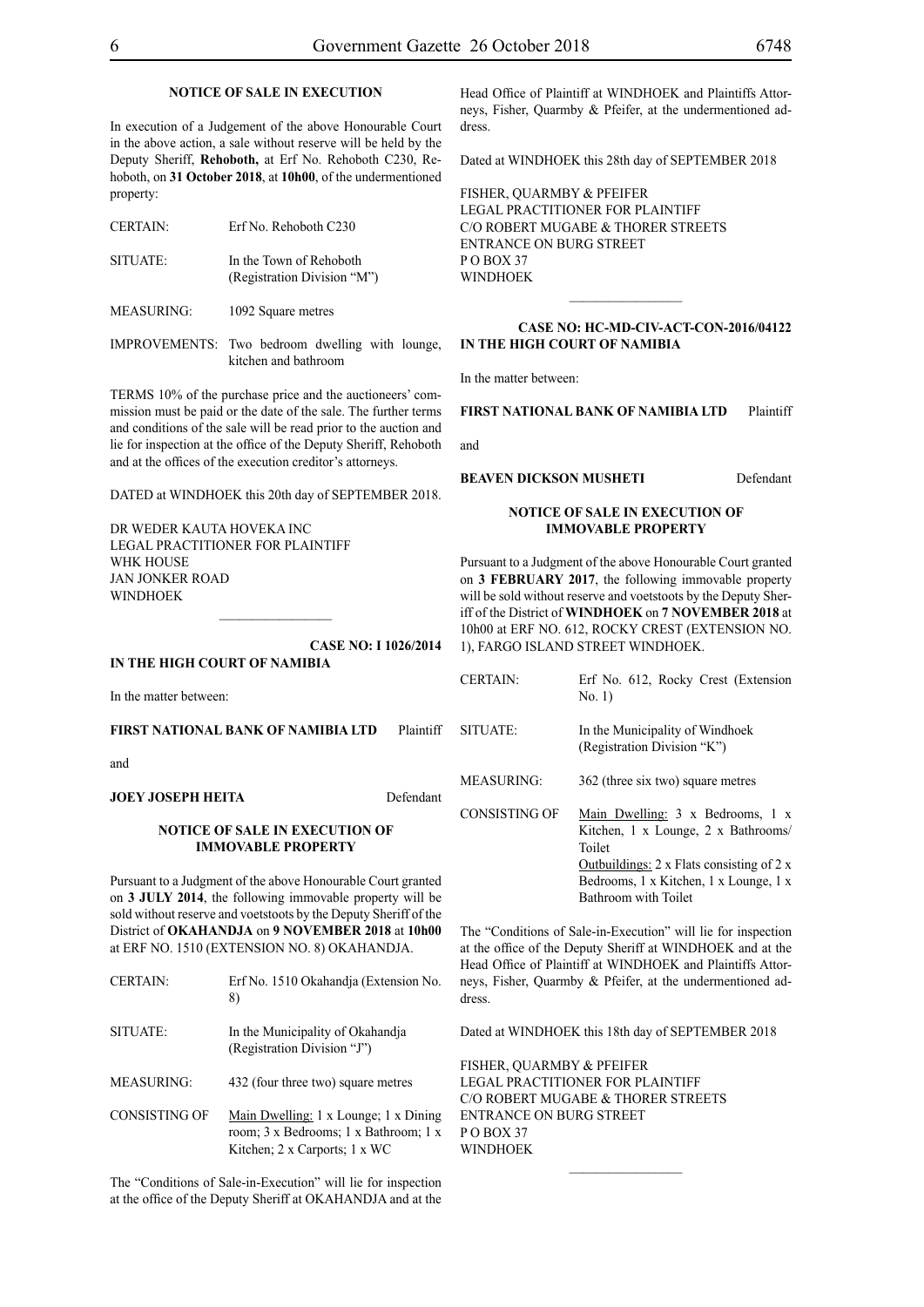**NOTICE OF SALE IN EXECUTION**

In execution of a Judgement of the above Honourable Court in the above action, a sale without reserve will be held by the Deputy Sheriff, **Rehoboth,** at Erf No. Rehoboth C230, Rehoboth, on **31 October 2018**, at **10h00**, of the undermentioned property:

| | |
|---|---|
| CERTAIN: | Erf No. Rehoboth C230 |
| SITUATE: | In the Town of Rehoboth (Registration Division "M") |
| MEASURING: | 1092 Square metres |
| IMPROVEMENTS: | Two bedroom dwelling with lounge, kitchen and bathroom |

TERMS 10% of the purchase price and the auctioneers' commission must be paid or the date of the sale. The further terms and conditions of the sale will be read prior to the auction and lie for inspection at the office of the Deputy Sheriff, Rehoboth and at the offices of the execution creditor's attorneys.

DATED at WINDHOEK this 20th day of SEPTEMBER 2018.

DR WEDER KAUTA HOVEKA INC
LEGAL PRACTITIONER FOR PLAINTIFF
WHK HOUSE
JAN JONKER ROAD
WINDHOEK

---

**CASE NO: I 1026/2014**
**IN THE HIGH COURT OF NAMIBIA**

In the matter between:

**FIRST NATIONAL BANK OF NAMIBIA LTD** Plaintiff

and

**JOEY JOSEPH HEITA** Defendant

**NOTICE OF SALE IN EXECUTION OF IMMOVABLE PROPERTY**

Pursuant to a Judgment of the above Honourable Court granted on **3 JULY 2014**, the following immovable property will be sold without reserve and voetstoots by the Deputy Sheriff of the District of **OKAHANDJA** on **9 NOVEMBER 2018** at **10h00** at ERF NO. 1510 (EXTENSION NO. 8) OKAHANDJA.

| | |
|---|---|
| CERTAIN: | Erf No. 1510 Okahandja (Extension No. 8) |
| SITUATE: | In the Municipality of Okahandja (Registration Division "J") |
| MEASURING: | 432 (four three two) square metres |
| CONSISTING OF | Main Dwelling: 1 x Lounge; 1 x Dining room; 3 x Bedrooms; 1 x Bathroom; 1 x Kitchen; 2 x Carports; 1 x WC |

The "Conditions of Sale-in-Execution" will lie for inspection at the office of the Deputy Sheriff at OKAHANDJA and at the Head Office of Plaintiff at WINDHOEK and Plaintiffs Attorneys, Fisher, Quarmby & Pfeifer, at the undermentioned address.

Dated at WINDHOEK this 28th day of SEPTEMBER 2018

FISHER, QUARMBY & PFEIFER
LEGAL PRACTITIONER FOR PLAINTIFF
C/O ROBERT MUGABE & THORER STREETS
ENTRANCE ON BURG STREET
P O BOX 37
WINDHOEK

---

**CASE NO: HC-MD-CIV-ACT-CON-2016/04122**
**IN THE HIGH COURT OF NAMIBIA**

In the matter between:

**FIRST NATIONAL BANK OF NAMIBIA LTD** Plaintiff

and

**BEAVEN DICKSON MUSHETI** Defendant

**NOTICE OF SALE IN EXECUTION OF IMMOVABLE PROPERTY**

Pursuant to a Judgment of the above Honourable Court granted on **3 FEBRUARY 2017**, the following immovable property will be sold without reserve and voetstoots by the Deputy Sheriff of the District of **WINDHOEK** on **7 NOVEMBER 2018** at 10h00 at ERF NO. 612, ROCKY CREST (EXTENSION NO. 1), FARGO ISLAND STREET WINDHOEK.

| | |
|---|---|
| CERTAIN: | Erf No. 612, Rocky Crest (Extension No. 1) |
| SITUATE: | In the Municipality of Windhoek (Registration Division "K") |
| MEASURING: | 362 (three six two) square metres |
| CONSISTING OF | Main Dwelling: 3 x Bedrooms, 1 x Kitchen, 1 x Lounge, 2 x Bathrooms/ Toilet<br>Outbuildings: 2 x Flats consisting of 2 x Bedrooms, 1 x Kitchen, 1 x Lounge, 1 x Bathroom with Toilet |

The "Conditions of Sale-in-Execution" will lie for inspection at the office of the Deputy Sheriff at WINDHOEK and at the Head Office of Plaintiff at WINDHOEK and Plaintiffs Attorneys, Fisher, Quarmby & Pfeifer, at the undermentioned address.

Dated at WINDHOEK this 18th day of SEPTEMBER 2018

FISHER, QUARMBY & PFEIFER
LEGAL PRACTITIONER FOR PLAINTIFF
C/O ROBERT MUGABE & THORER STREETS
ENTRANCE ON BURG STREET
P O BOX 37
WINDHOEK

---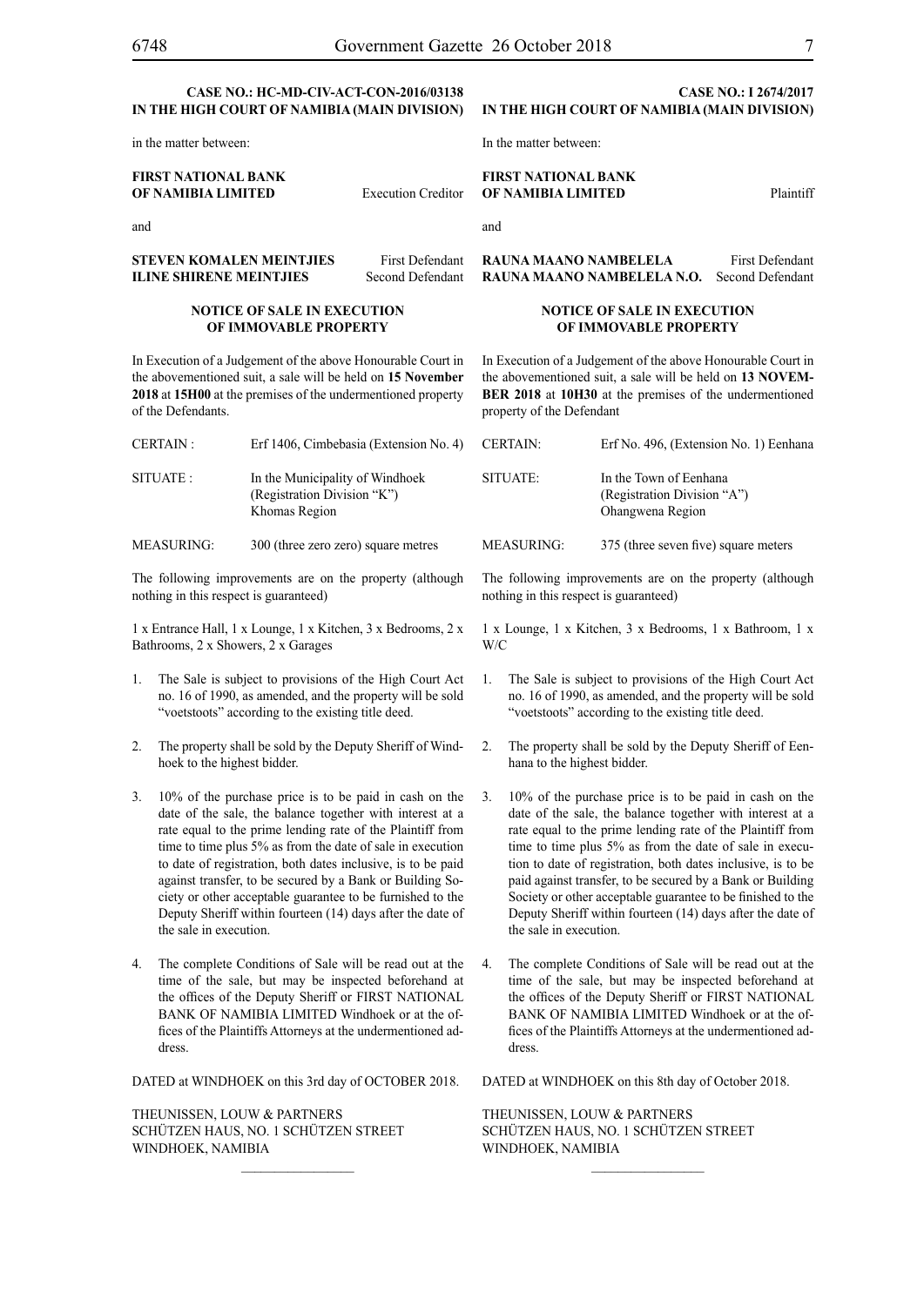**CASE NO.: HC-MD-CIV-ACT-CON-2016/03138**
**IN THE HIGH COURT OF NAMIBIA (MAIN DIVISION)**

in the matter between:

**FIRST NATIONAL BANK OF NAMIBIA LIMITED** Execution Creditor

and

**STEVEN KOMALEN MEINTJIES** First Defendant
**ILINE SHIRENE MEINTJIES** Second Defendant

**NOTICE OF SALE IN EXECUTION OF IMMOVABLE PROPERTY**

In Execution of a Judgement of the above Honourable Court in the abovementioned suit, a sale will be held on **15 November 2018** at **15H00** at the premises of the undermentioned property of the Defendants.

| | |
|---|---|
| CERTAIN : | Erf 1406, Cimbebasia (Extension No. 4) |
| SITUATE : | In the Municipality of Windhoek (Registration Division "K") Khomas Region |
| MEASURING: | 300 (three zero zero) square metres |

The following improvements are on the property (although nothing in this respect is guaranteed)

1 x Entrance Hall, 1 x Lounge, 1 x Kitchen, 3 x Bedrooms, 2 x Bathrooms, 2 x Showers, 2 x Garages

1. The Sale is subject to provisions of the High Court Act no. 16 of 1990, as amended, and the property will be sold "voetstoots" according to the existing title deed.
2. The property shall be sold by the Deputy Sheriff of Windhoek to the highest bidder.
3. 10% of the purchase price is to be paid in cash on the date of the sale, the balance together with interest at a rate equal to the prime lending rate of the Plaintiff from time to time plus 5% as from the date of sale in execution to date of registration, both dates inclusive, is to be paid against transfer, to be secured by a Bank or Building Society or other acceptable guarantee to be furnished to the Deputy Sheriff within fourteen (14) days after the date of the sale in execution.
4. The complete Conditions of Sale will be read out at the time of the sale, but may be inspected beforehand at the offices of the Deputy Sheriff or FIRST NATIONAL BANK OF NAMIBIA LIMITED Windhoek or at the offices of the Plaintiffs Attorneys at the undermentioned address.

DATED at WINDHOEK on this 3rd day of OCTOBER 2018.

THEUNISSEN, LOUW & PARTNERS
SCHÜTZEN HAUS, NO. 1 SCHÜTZEN STREET
WINDHOEK, NAMIBIA

---

**CASE NO.: I 2674/2017**
**IN THE HIGH COURT OF NAMIBIA (MAIN DIVISION)**

In the matter between:

**FIRST NATIONAL BANK OF NAMIBIA LIMITED** Plaintiff

and

**RAUNA MAANO NAMBELELA** First Defendant
**RAUNA MAANO NAMBELELA N.O.** Second Defendant

**NOTICE OF SALE IN EXECUTION OF IMMOVABLE PROPERTY**

In Execution of a Judgement of the above Honourable Court in the abovementioned suit, a sale will be held on **13 NOVEMBER 2018** at **10H30** at the premises of the undermentioned property of the Defendant

| | |
|---|---|
| CERTAIN: | Erf No. 496, (Extension No. 1) Eenhana |
| SITUATE: | In the Town of Eenhana (Registration Division "A") Ohangwena Region |
| MEASURING: | 375 (three seven five) square meters |

The following improvements are on the property (although nothing in this respect is guaranteed)

1 x Lounge, 1 x Kitchen, 3 x Bedrooms, 1 x Bathroom, 1 x W/C

1. The Sale is subject to provisions of the High Court Act no. 16 of 1990, as amended, and the property will be sold "voetstoots" according to the existing title deed.
2. The property shall be sold by the Deputy Sheriff of Eenhana to the highest bidder.
3. 10% of the purchase price is to be paid in cash on the date of the sale, the balance together with interest at a rate equal to the prime lending rate of the Plaintiff from time to time plus 5% as from the date of sale in execution to date of registration, both dates inclusive, is to be paid against transfer, to be secured by a Bank or Building Society or other acceptable guarantee to be finished to the Deputy Sheriff within fourteen (14) days after the date of the sale in execution.
4. The complete Conditions of Sale will be read out at the time of the sale, but may be inspected beforehand at the offices of the Deputy Sheriff or FIRST NATIONAL BANK OF NAMIBIA LIMITED Windhoek or at the offices of the Plaintiffs Attorneys at the undermentioned address.

DATED at WINDHOEK on this 8th day of October 2018.

THEUNISSEN, LOUW & PARTNERS
SCHÜTZEN HAUS, NO. 1 SCHÜTZEN STREET
WINDHOEK, NAMIBIA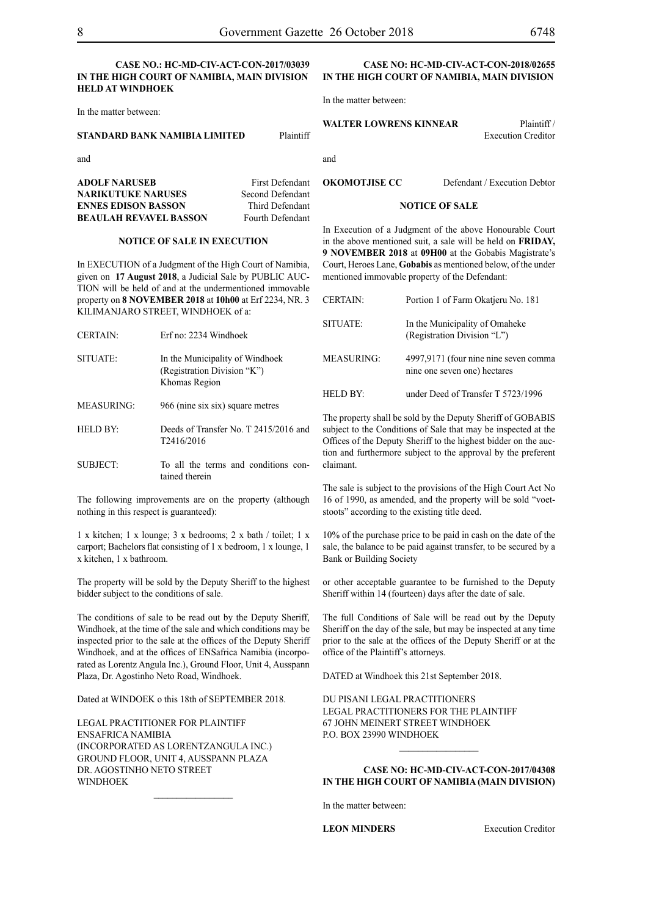**CASE NO.: HC-MD-CIV-ACT-CON-2017/03039**
**IN THE HIGH COURT OF NAMIBIA, MAIN DIVISION HELD AT WINDHOEK**

In the matter between:

**STANDARD BANK NAMIBIA LIMITED** Plaintiff

and

| | |
|---|---|
| **ADOLF NARUSEB** | First Defendant |
| **NARIKUTUKE NARUSES** | Second Defendant |
| **ENNES EDISON BASSON** | Third Defendant |
| **BEAULAH REVAVEL BASSON** | Fourth Defendant |

**NOTICE OF SALE IN EXECUTION**

In EXECUTION of a Judgment of the High Court of Namibia, given on **17 August 2018**, a Judicial Sale by PUBLIC AUCTION will be held of and at the undermentioned immovable property on **8 NOVEMBER 2018** at **10h00** at Erf 2234, NR. 3 KILIMANJARO STREET, WINDHOEK of a:

| | |
|---|---|
| CERTAIN: | Erf no: 2234 Windhoek |
| SITUATE: | In the Municipality of Windhoek (Registration Division "K") Khomas Region |
| MEASURING: | 966 (nine six six) square metres |
| HELD BY: | Deeds of Transfer No. T 2415/2016 and T2416/2016 |
| SUBJECT: | To all the terms and conditions contained therein |

The following improvements are on the property (although nothing in this respect is guaranteed):

1 x kitchen; 1 x lounge; 3 x bedrooms; 2 x bath / toilet; 1 x carport; Bachelors flat consisting of 1 x bedroom, 1 x lounge, 1 x kitchen, 1 x bathroom.

The property will be sold by the Deputy Sheriff to the highest bidder subject to the conditions of sale.

The conditions of sale to be read out by the Deputy Sheriff, Windhoek, at the time of the sale and which conditions may be inspected prior to the sale at the offices of the Deputy Sheriff Windhoek, and at the offices of ENSafrica Namibia (incorporated as Lorentz Angula Inc.), Ground Floor, Unit 4, Ausspann Plaza, Dr. Agostinho Neto Road, Windhoek.

Dated at WINDOEK o this 18th of SEPTEMBER 2018.

LEGAL PRACTITIONER FOR PLAINTIFF
ENSAFRICA NAMIBIA
(INCORPORATED AS LORENTZANGULA INC.)
GROUND FLOOR, UNIT 4, AUSSPANN PLAZA
DR. AGOSTINHO NETO STREET
WINDHOEK

---

**CASE NO: HC-MD-CIV-ACT-CON-2018/02655**
**IN THE HIGH COURT OF NAMIBIA, MAIN DIVISION**

In the matter between:

**WALTER LOWRENS KINNEAR** Plaintiff / Execution Creditor

and

**OKOMOTJISE CC** Defendant / Execution Debtor

**NOTICE OF SALE**

In Execution of a Judgment of the above Honourable Court in the above mentioned suit, a sale will be held on **FRIDAY, 9 NOVEMBER 2018** at **09H00** at the Gobabis Magistrate's Court, Heroes Lane, **Gobabis** as mentioned below, of the under mentioned immovable property of the Defendant:

| | |
|---|---|
| CERTAIN: | Portion 1 of Farm Okatjeru No. 181 |
| SITUATE: | In the Municipality of Omaheke (Registration Division "L") |
| MEASURING: | 4997,9171 (four nine nine seven comma nine one seven one) hectares |
| HELD BY: | under Deed of Transfer T 5723/1996 |

The property shall be sold by the Deputy Sheriff of GOBABIS subject to the Conditions of Sale that may be inspected at the Offices of the Deputy Sheriff to the highest bidder on the auction and furthermore subject to the approval by the preferent claimant.

The sale is subject to the provisions of the High Court Act No 16 of 1990, as amended, and the property will be sold "voetstoots" according to the existing title deed.

10% of the purchase price to be paid in cash on the date of the sale, the balance to be paid against transfer, to be secured by a Bank or Building Society

or other acceptable guarantee to be furnished to the Deputy Sheriff within 14 (fourteen) days after the date of sale.

The full Conditions of Sale will be read out by the Deputy Sheriff on the day of the sale, but may be inspected at any time prior to the sale at the offices of the Deputy Sheriff or at the office of the Plaintiff's attorneys.

DATED at Windhoek this 21st September 2018.

DU PISANI LEGAL PRACTITIONERS
LEGAL PRACTITIONERS FOR THE PLAINTIFF
67 JOHN MEINERT STREET WINDHOEK
P.O. BOX 23990 WINDHOEK

---

**CASE NO: HC-MD-CIV-ACT-CON-2017/04308**
**IN THE HIGH COURT OF NAMIBIA (MAIN DIVISION)**

In the matter between:

**LEON MINDERS** Execution Creditor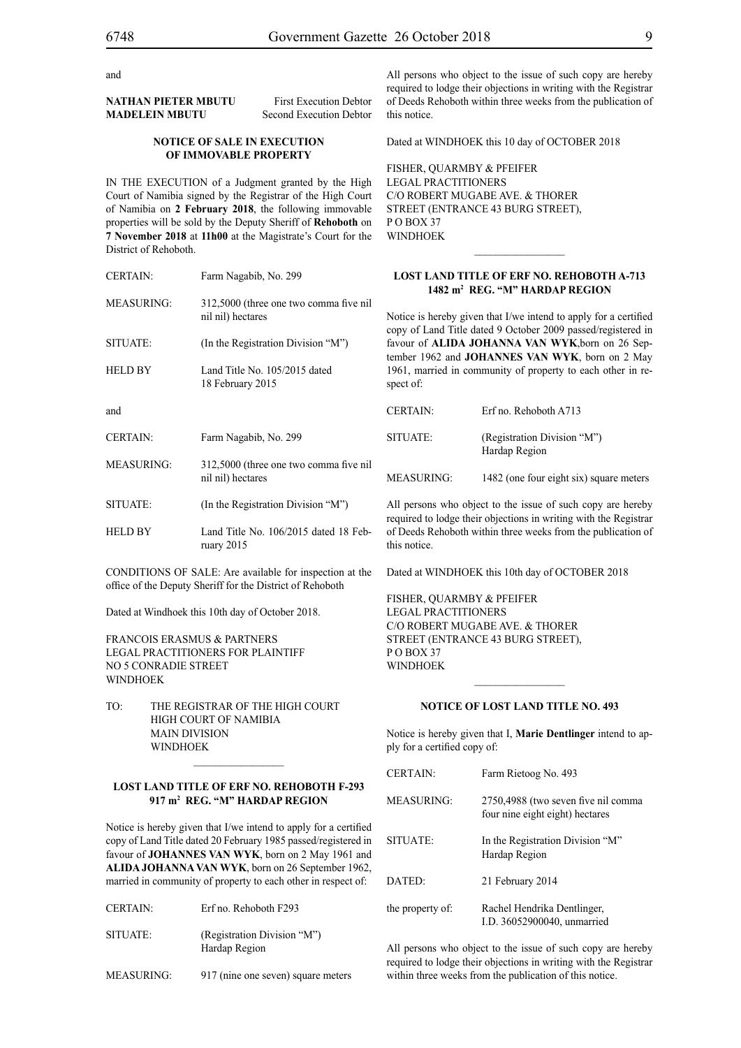and

| | |
|---|---|
| **NATHAN PIETER MBUTU** | First Execution Debtor |
| **MADELEIN MBUTU** | Second Execution Debtor |

**NOTICE OF SALE IN EXECUTION OF IMMOVABLE PROPERTY**

IN THE EXECUTION of a Judgment granted by the High Court of Namibia signed by the Registrar of the High Court of Namibia on **2 February 2018**, the following immovable properties will be sold by the Deputy Sheriff of **Rehoboth** on **7 November 2018** at **11h00** at the Magistrate's Court for the District of Rehoboth.

| | |
|---|---|
| CERTAIN: | Farm Nagabib, No. 299 |
| MEASURING: | 312,5000 (three one two comma five nil nil nil) hectares |
| SITUATE: | (In the Registration Division "M") |
| HELD BY | Land Title No. 105/2015 dated 18 February 2015 |

and

| | |
|---|---|
| CERTAIN: | Farm Nagabib, No. 299 |
| MEASURING: | 312,5000 (three one two comma five nil nil nil) hectares |
| SITUATE: | (In the Registration Division "M") |
| HELD BY | Land Title No. 106/2015 dated 18 February 2015 |

CONDITIONS OF SALE: Are available for inspection at the office of the Deputy Sheriff for the District of Rehoboth

Dated at Windhoek this 10th day of October 2018.

FRANCOIS ERASMUS & PARTNERS
LEGAL PRACTITIONERS FOR PLAINTIFF
NO 5 CONRADIE STREET
WINDHOEK

TO: THE REGISTRAR OF THE HIGH COURT
HIGH COURT OF NAMIBIA
MAIN DIVISION
WINDHOEK

---

**LOST LAND TITLE OF ERF NO. REHOBOTH F-293 917 m² REG. "M" HARDAP REGION**

Notice is hereby given that I/we intend to apply for a certified copy of Land Title dated 20 February 1985 passed/registered in favour of **JOHANNES VAN WYK**, born on 2 May 1961 and **ALIDA JOHANNA VAN WYK**, born on 26 September 1962, married in community of property to each other in respect of:

| | |
|---|---|
| CERTAIN: | Erf no. Rehoboth F293 |
| SITUATE: | (Registration Division "M") Hardap Region |
| MEASURING: | 917 (nine one seven) square meters |

All persons who object to the issue of such copy are hereby required to lodge their objections in writing with the Registrar of Deeds Rehoboth within three weeks from the publication of this notice.

Dated at WINDHOEK this 10 day of OCTOBER 2018

FISHER, QUARMBY & PFEIFER
LEGAL PRACTITIONERS
C/O ROBERT MUGABE AVE. & THORER STREET (ENTRANCE 43 BURG STREET),
P O BOX 37
WINDHOEK

---

**LOST LAND TITLE OF ERF NO. REHOBOTH A-713 1482 m² REG. "M" HARDAP REGION**

Notice is hereby given that I/we intend to apply for a certified copy of Land Title dated 9 October 2009 passed/registered in favour of **ALIDA JOHANNA VAN WYK**, born on 26 September 1962 and **JOHANNES VAN WYK**, born on 2 May 1961, married in community of property to each other in respect of:

| | |
|---|---|
| CERTAIN: | Erf no. Rehoboth A713 |
| SITUATE: | (Registration Division "M") Hardap Region |
| MEASURING: | 1482 (one four eight six) square meters |

All persons who object to the issue of such copy are hereby required to lodge their objections in writing with the Registrar of Deeds Rehoboth within three weeks from the publication of this notice.

Dated at WINDHOEK this 10th day of OCTOBER 2018

FISHER, QUARMBY & PFEIFER
LEGAL PRACTITIONERS
C/O ROBERT MUGABE AVE. & THORER STREET (ENTRANCE 43 BURG STREET),
P O BOX 37
WINDHOEK

---

**NOTICE OF LOST LAND TITLE NO. 493**

Notice is hereby given that I, **Marie Dentlinger** intend to apply for a certified copy of:

| | |
|---|---|
| CERTAIN: | Farm Rietoog No. 493 |
| MEASURING: | 2750,4988 (two seven five nil comma four nine eight eight) hectares |
| SITUATE: | In the Registration Division "M" Hardap Region |
| DATED: | 21 February 2014 |
| the property of: | Rachel Hendrika Dentlinger, I.D. 36052900040, unmarried |

All persons who object to the issue of such copy are hereby required to lodge their objections in writing with the Registrar within three weeks from the publication of this notice.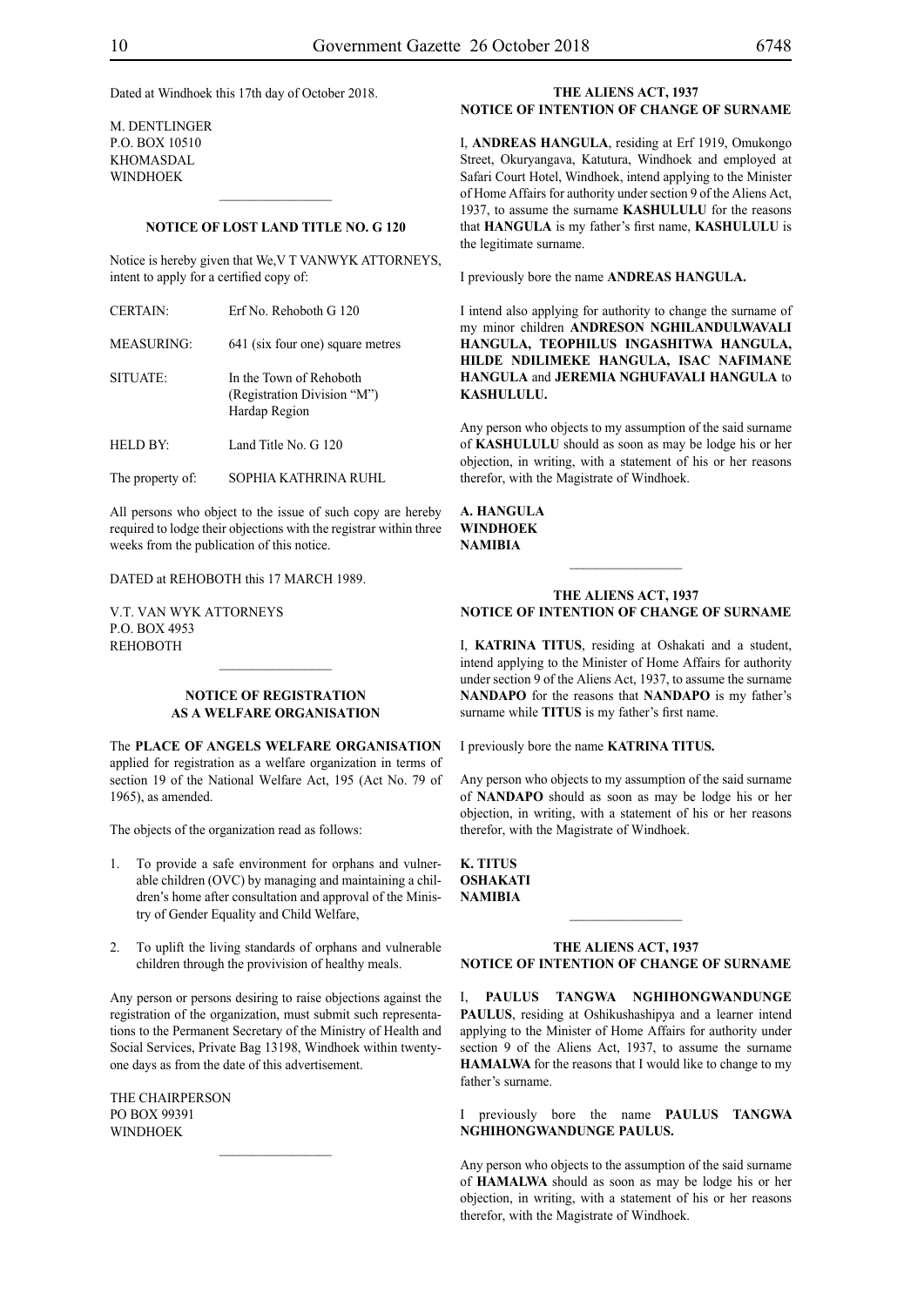Dated at Windhoek this 17th day of October 2018.

M. DENTLINGER
P.O. BOX 10510
KHOMASDAL
WINDHOEK

---

**NOTICE OF LOST LAND TITLE NO. G 120**

Notice is hereby given that We,V T VANWYK ATTORNEYS, intent to apply for a certified copy of:

| | |
|---|---|
| CERTAIN: | Erf No. Rehoboth G 120 |
| MEASURING: | 641 (six four one) square metres |
| SITUATE: | In the Town of Rehoboth (Registration Division "M") Hardap Region |
| HELD BY: | Land Title No. G 120 |
| The property of: | SOPHIA KATHRINA RUHL |

All persons who object to the issue of such copy are hereby required to lodge their objections with the registrar within three weeks from the publication of this notice.

DATED at REHOBOTH this 17 MARCH 1989.

V.T. VAN WYK ATTORNEYS
P.O. BOX 4953
REHOBOTH

---

**NOTICE OF REGISTRATION AS A WELFARE ORGANISATION**

The **PLACE OF ANGELS WELFARE ORGANISATION** applied for registration as a welfare organization in terms of section 19 of the National Welfare Act, 195 (Act No. 79 of 1965), as amended.

The objects of the organization read as follows:

1. To provide a safe environment for orphans and vulnerable children (OVC) by managing and maintaining a children's home after consultation and approval of the Ministry of Gender Equality and Child Welfare,
2. To uplift the living standards of orphans and vulnerable children through the provivision of healthy meals.

Any person or persons desiring to raise objections against the registration of the organization, must submit such representations to the Permanent Secretary of the Ministry of Health and Social Services, Private Bag 13198, Windhoek within twenty-one days as from the date of this advertisement.

THE CHAIRPERSON
PO BOX 99391
WINDHOEK

---

**THE ALIENS ACT, 1937**
**NOTICE OF INTENTION OF CHANGE OF SURNAME**

I, **ANDREAS HANGULA**, residing at Erf 1919, Omukongo Street, Okuryangava, Katutura, Windhoek and employed at Safari Court Hotel, Windhoek, intend applying to the Minister of Home Affairs for authority under section 9 of the Aliens Act, 1937, to assume the surname **KASHULULU** for the reasons that **HANGULA** is my father's first name, **KASHULULU** is the legitimate surname.

I previously bore the name **ANDREAS HANGULA.**

I intend also applying for authority to change the surname of my minor children **ANDRESON NGHILANDULWAVALI HANGULA, TEOPHILUS INGASHITWA HANGULA, HILDE NDILIMEKE HANGULA, ISAC NAFIMANE HANGULA** and **JEREMIA NGHUFAVALI HANGULA** to **KASHULULU.**

Any person who objects to my assumption of the said surname of **KASHULULU** should as soon as may be lodge his or her objection, in writing, with a statement of his or her reasons therefor, with the Magistrate of Windhoek.

**A. HANGULA**
**WINDHOEK**
**NAMIBIA**

---

**THE ALIENS ACT, 1937**
**NOTICE OF INTENTION OF CHANGE OF SURNAME**

I, **KATRINA TITUS**, residing at Oshakati and a student, intend applying to the Minister of Home Affairs for authority under section 9 of the Aliens Act, 1937, to assume the surname **NANDAPO** for the reasons that **NANDAPO** is my father's surname while **TITUS** is my father's first name.

I previously bore the name **KATRINA TITUS.**

Any person who objects to my assumption of the said surname of **NANDAPO** should as soon as may be lodge his or her objection, in writing, with a statement of his or her reasons therefor, with the Magistrate of Windhoek.

**K. TITUS**
**OSHAKATI**
**NAMIBIA**

---

**THE ALIENS ACT, 1937**
**NOTICE OF INTENTION OF CHANGE OF SURNAME**

I, **PAULUS TANGWA NGHIHONGWANDUNGE PAULUS**, residing at Oshikushashipya and a learner intend applying to the Minister of Home Affairs for authority under section 9 of the Aliens Act, 1937, to assume the surname **HAMALWA** for the reasons that I would like to change to my father's surname.

I previously bore the name **PAULUS TANGWA NGHIHONGWANDUNGE PAULUS.**

Any person who objects to the assumption of the said surname of **HAMALWA** should as soon as may be lodge his or her objection, in writing, with a statement of his or her reasons therefor, with the Magistrate of Windhoek.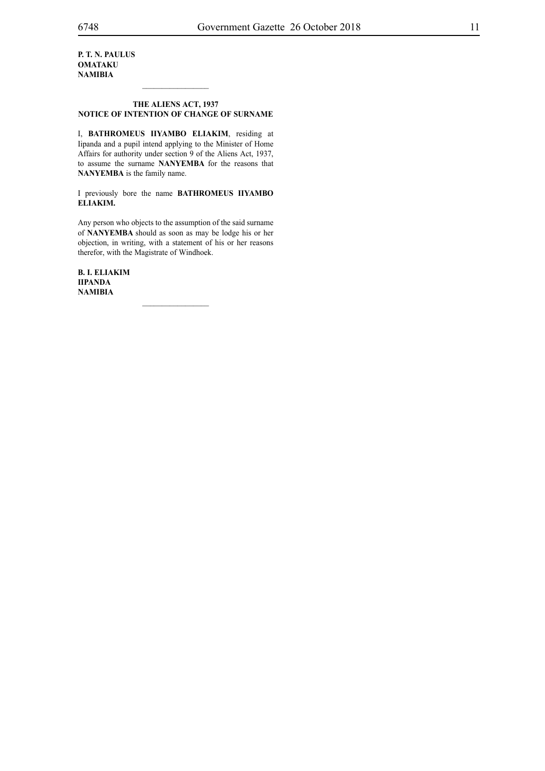**P. T. N. PAULUS**
**OMATAKU**
**NAMIBIA**

---

**THE ALIENS ACT, 1937**
**NOTICE OF INTENTION OF CHANGE OF SURNAME**

I, **BATHROMEUS IIYAMBO ELIAKIM**, residing at Iipanda and a pupil intend applying to the Minister of Home Affairs for authority under section 9 of the Aliens Act, 1937, to assume the surname **NANYEMBA** for the reasons that **NANYEMBA** is the family name.

I previously bore the name **BATHROMEUS IIYAMBO ELIAKIM.**

Any person who objects to the assumption of the said surname of **NANYEMBA** should as soon as may be lodge his or her objection, in writing, with a statement of his or her reasons therefor, with the Magistrate of Windhoek.

**B. I. ELIAKIM**
**IIPANDA**
**NAMIBIA**

---